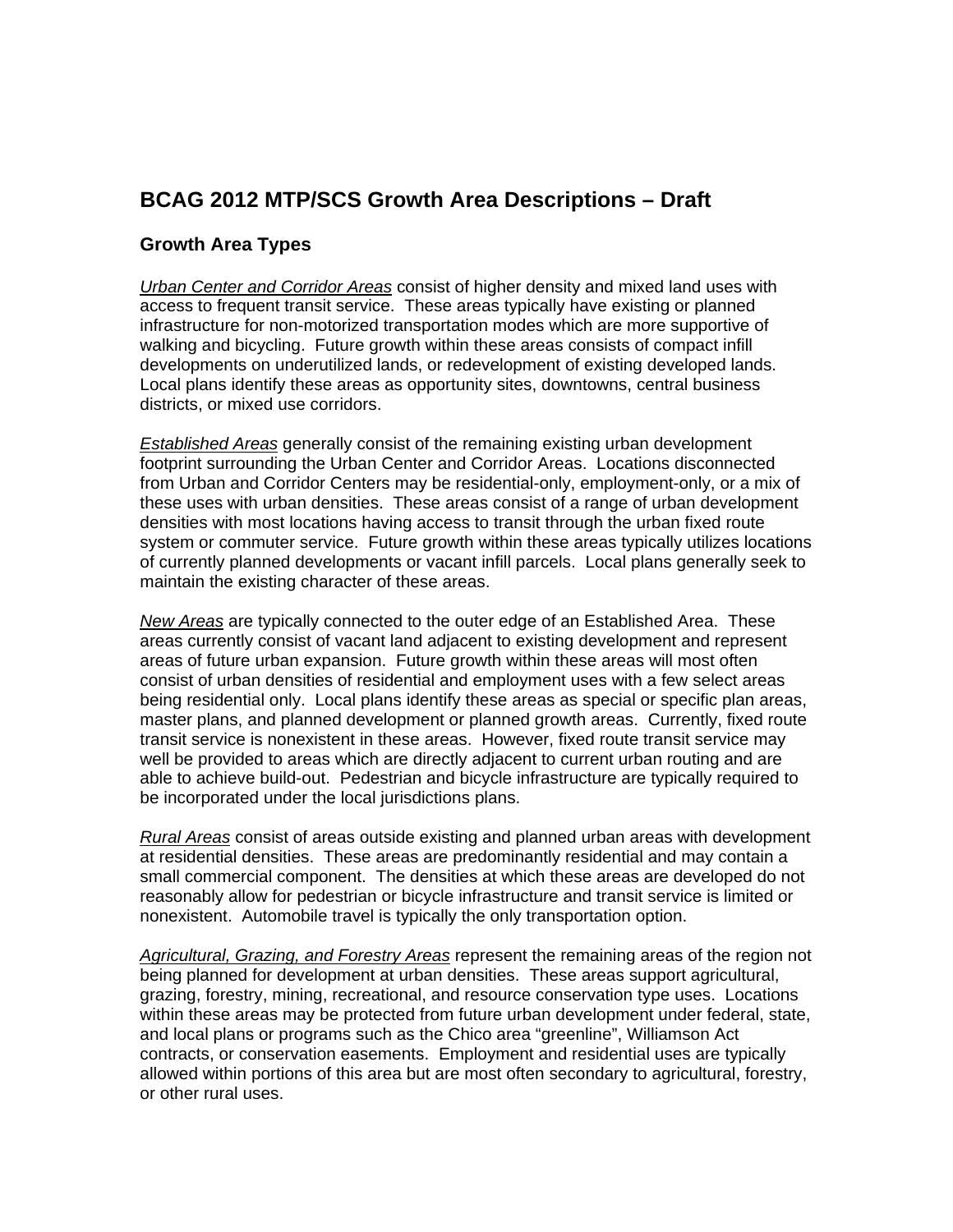# BCAG 2012 MTP/SCS Growth Area Descriptions – Draft

## Growth Area Types

*Urban Center and Corridor Areas* consist of higher density and mixed land uses with access to frequent transit service. These areas typically have existing or planned infrastructure for non-motorized transportation modes which are more supportive of walking and bicycling. Future growth within these areas consists of compact infill developments on underutilized lands, or redevelopment of existing developed lands. Local plans identify these areas as opportunity sites, downtowns, central business districts, or mixed use corridors.

*Established Areas* generally consist of the remaining existing urban development footprint surrounding the Urban Center and Corridor Areas. Locations disconnected from Urban and Corridor Centers may be residential-only, employment-only, or a mix of these uses with urban densities. These areas consist of a range of urban development densities with most locations having access to transit through the urban fixed route system or commuter service. Future growth within these areas typically utilizes locations of currently planned developments or vacant infill parcels. Local plans generally seek to maintain the existing character of these areas.

*New Areas* are typically connected to the outer edge of an Established Area. These areas currently consist of vacant land adjacent to existing development and represent areas of future urban expansion. Future growth within these areas will most often consist of urban densities of residential and employment uses with a few select areas being residential only. Local plans identify these areas as special or specific plan areas, master plans, and planned development or planned growth areas. Currently, fixed route transit service is nonexistent in these areas. However, fixed route transit service may well be provided to areas which are directly adjacent to current urban routing and are able to achieve build-out. Pedestrian and bicycle infrastructure are typically required to be incorporated under the local jurisdictions plans.

*Rural Areas* consist of areas outside existing and planned urban areas with development at residential densities. These areas are predominantly residential and may contain a small commercial component. The densities at which these areas are developed do not reasonably allow for pedestrian or bicycle infrastructure and transit service is limited or nonexistent. Automobile travel is typically the only transportation option.

*Agricultural, Grazing, and Forestry Areas* represent the remaining areas of the region not being planned for development at urban densities. These areas support agricultural, grazing, forestry, mining, recreational, and resource conservation type uses. Locations within these areas may be protected from future urban development under federal, state, and local plans or programs such as the Chico area "greenline", Williamson Act contracts, or conservation easements. Employment and residential uses are typically allowed within portions of this area but are most often secondary to agricultural, forestry, or other rural uses.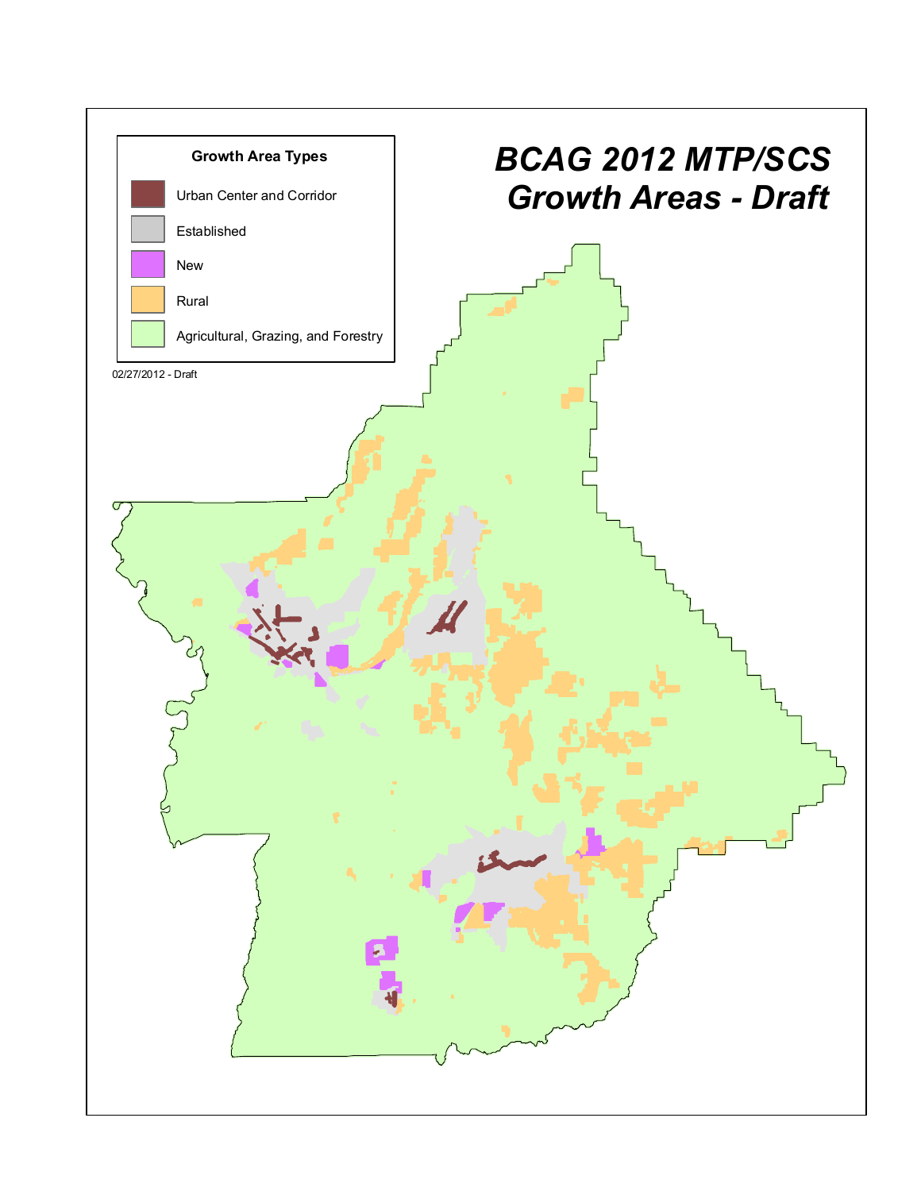# BCAG 2012 MTP/SCS Growth Areas - Draft

**Growth Area Types**

- Urban Center and Corridor
- Established
- New
- Rural
- Agricultural, Grazing, and Forestry

02/27/2012 - Draft